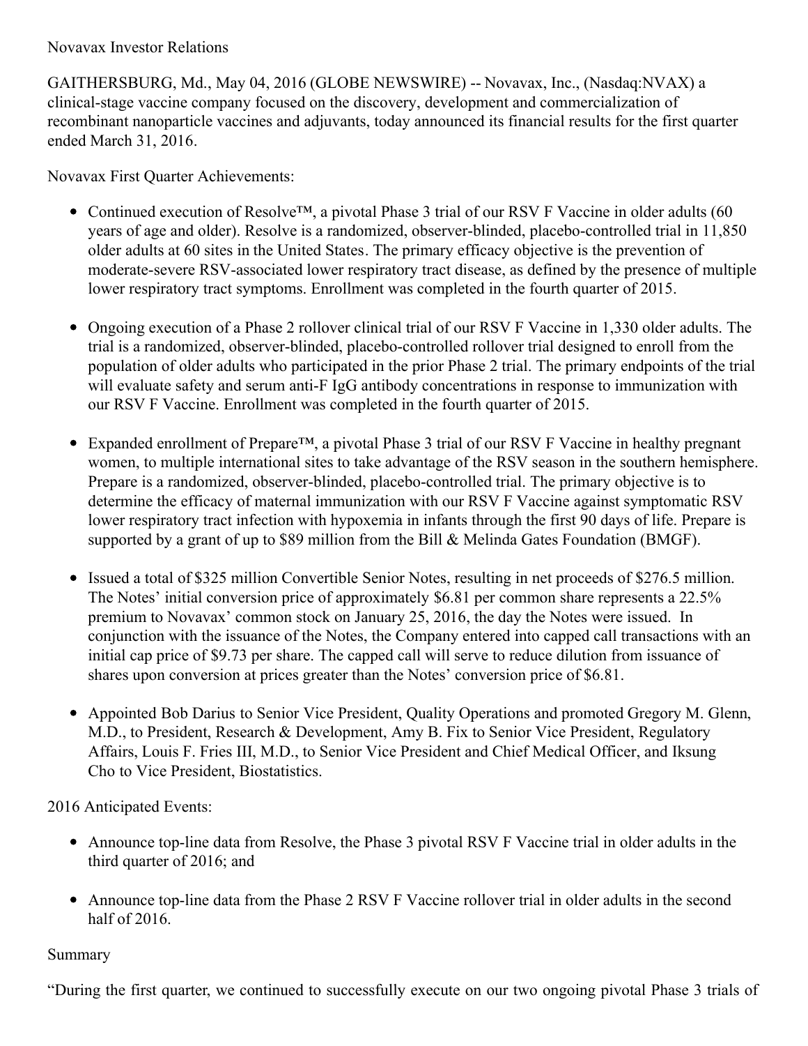Novavax Investor Relations

GAITHERSBURG, Md., May 04, 2016 (GLOBE NEWSWIRE) -- Novavax, Inc., (Nasdaq:NVAX) a clinical-stage vaccine company focused on the discovery, development and commercialization of recombinant nanoparticle vaccines and adjuvants, today announced its financial results for the first quarter ended March 31, 2016.

Novavax First Quarter Achievements:

- Continued execution of Resolve™, a pivotal Phase 3 trial of our RSV F Vaccine in older adults (60 years of age and older). Resolve is a randomized, observer-blinded, placebo-controlled trial in 11,850 older adults at 60 sites in the United States. The primary efficacy objective is the prevention of moderate-severe RSV-associated lower respiratory tract disease, as defined by the presence of multiple lower respiratory tract symptoms. Enrollment was completed in the fourth quarter of 2015.

- Ongoing execution of a Phase 2 rollover clinical trial of our RSV F Vaccine in 1,330 older adults. The trial is a randomized, observer-blinded, placebo-controlled rollover trial designed to enroll from the population of older adults who participated in the prior Phase 2 trial. The primary endpoints of the trial will evaluate safety and serum anti-F IgG antibody concentrations in response to immunization with our RSV F Vaccine. Enrollment was completed in the fourth quarter of 2015.

- Expanded enrollment of Prepare™, a pivotal Phase 3 trial of our RSV F Vaccine in healthy pregnant women, to multiple international sites to take advantage of the RSV season in the southern hemisphere. Prepare is a randomized, observer-blinded, placebo-controlled trial. The primary objective is to determine the efficacy of maternal immunization with our RSV F Vaccine against symptomatic RSV lower respiratory tract infection with hypoxemia in infants through the first 90 days of life. Prepare is supported by a grant of up to $89 million from the Bill & Melinda Gates Foundation (BMGF).

- Issued a total of $325 million Convertible Senior Notes, resulting in net proceeds of $276.5 million. The Notes' initial conversion price of approximately $6.81 per common share represents a 22.5% premium to Novavax' common stock on January 25, 2016, the day the Notes were issued. In conjunction with the issuance of the Notes, the Company entered into capped call transactions with an initial cap price of $9.73 per share. The capped call will serve to reduce dilution from issuance of shares upon conversion at prices greater than the Notes' conversion price of $6.81.

- Appointed Bob Darius to Senior Vice President, Quality Operations and promoted Gregory M. Glenn, M.D., to President, Research & Development, Amy B. Fix to Senior Vice President, Regulatory Affairs, Louis F. Fries III, M.D., to Senior Vice President and Chief Medical Officer, and Iksung Cho to Vice President, Biostatistics.

2016 Anticipated Events:

- Announce top-line data from Resolve, the Phase 3 pivotal RSV F Vaccine trial in older adults in the third quarter of 2016; and

- Announce top-line data from the Phase 2 RSV F Vaccine rollover trial in older adults in the second half of 2016.

Summary

"During the first quarter, we continued to successfully execute on our two ongoing pivotal Phase 3 trials of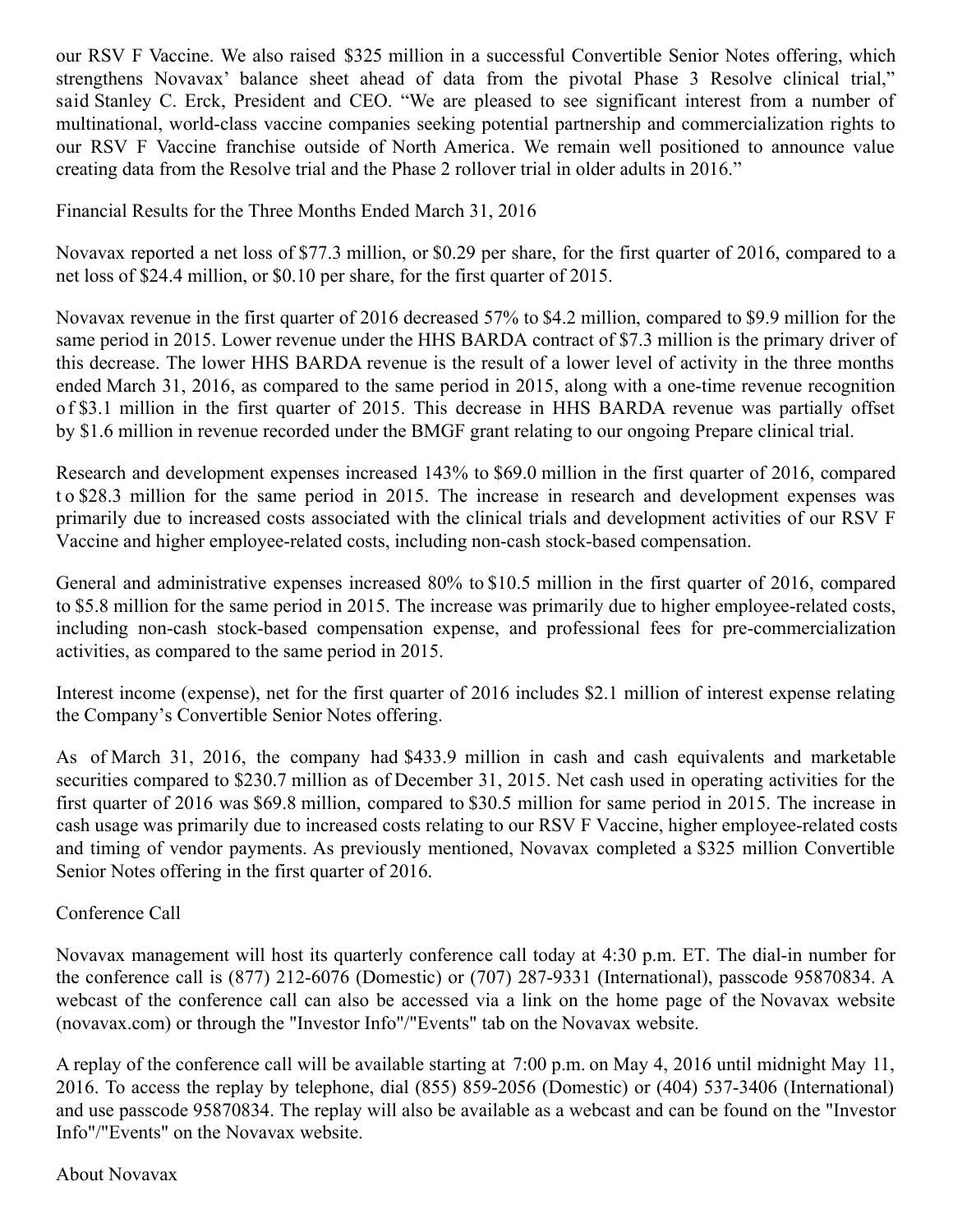our RSV F Vaccine. We also raised $325 million in a successful Convertible Senior Notes offering, which strengthens Novavax' balance sheet ahead of data from the pivotal Phase 3 Resolve clinical trial," said Stanley C. Erck, President and CEO. "We are pleased to see significant interest from a number of multinational, world-class vaccine companies seeking potential partnership and commercialization rights to our RSV F Vaccine franchise outside of North America. We remain well positioned to announce value creating data from the Resolve trial and the Phase 2 rollover trial in older adults in 2016."

## Financial Results for the Three Months Ended March 31, 2016

Novavax reported a net loss of $77.3 million, or $0.29 per share, for the first quarter of 2016, compared to a net loss of $24.4 million, or $0.10 per share, for the first quarter of 2015.

Novavax revenue in the first quarter of 2016 decreased 57% to $4.2 million, compared to $9.9 million for the same period in 2015. Lower revenue under the HHS BARDA contract of $7.3 million is the primary driver of this decrease. The lower HHS BARDA revenue is the result of a lower level of activity in the three months ended March 31, 2016, as compared to the same period in 2015, along with a one-time revenue recognition of $3.1 million in the first quarter of 2015. This decrease in HHS BARDA revenue was partially offset by $1.6 million in revenue recorded under the BMGF grant relating to our ongoing Prepare clinical trial.

Research and development expenses increased 143% to $69.0 million in the first quarter of 2016, compared to $28.3 million for the same period in 2015. The increase in research and development expenses was primarily due to increased costs associated with the clinical trials and development activities of our RSV F Vaccine and higher employee-related costs, including non-cash stock-based compensation.

General and administrative expenses increased 80% to $10.5 million in the first quarter of 2016, compared to $5.8 million for the same period in 2015. The increase was primarily due to higher employee-related costs, including non-cash stock-based compensation expense, and professional fees for pre-commercialization activities, as compared to the same period in 2015.

Interest income (expense), net for the first quarter of 2016 includes $2.1 million of interest expense relating the Company's Convertible Senior Notes offering.

As of March 31, 2016, the company had $433.9 million in cash and cash equivalents and marketable securities compared to $230.7 million as of December 31, 2015. Net cash used in operating activities for the first quarter of 2016 was $69.8 million, compared to $30.5 million for same period in 2015. The increase in cash usage was primarily due to increased costs relating to our RSV F Vaccine, higher employee-related costs and timing of vendor payments. As previously mentioned, Novavax completed a $325 million Convertible Senior Notes offering in the first quarter of 2016.

## Conference Call

Novavax management will host its quarterly conference call today at 4:30 p.m. ET. The dial-in number for the conference call is (877) 212-6076 (Domestic) or (707) 287-9331 (International), passcode 95870834. A webcast of the conference call can also be accessed via a link on the home page of the Novavax website (novavax.com) or through the "Investor Info"/"Events" tab on the Novavax website.

A replay of the conference call will be available starting at 7:00 p.m. on May 4, 2016 until midnight May 11, 2016. To access the replay by telephone, dial (855) 859-2056 (Domestic) or (404) 537-3406 (International) and use passcode 95870834. The replay will also be available as a webcast and can be found on the "Investor Info"/"Events" on the Novavax website.

## About Novavax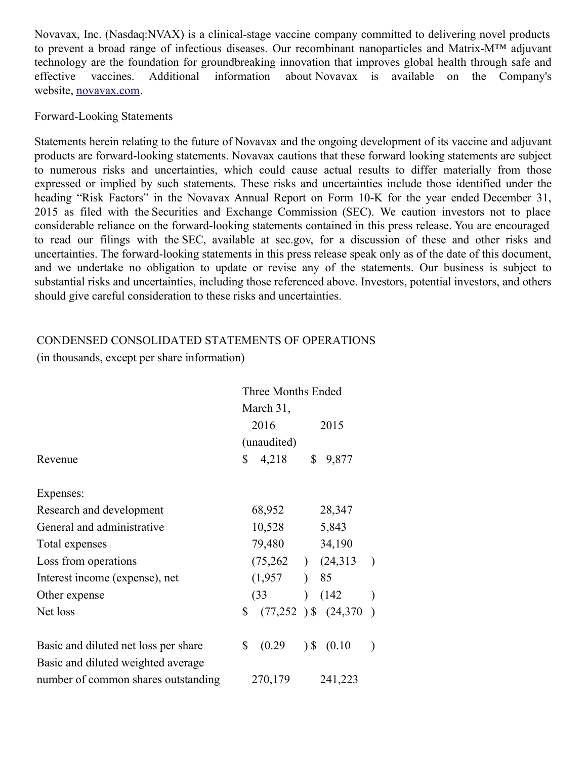Novavax, Inc. (Nasdaq:NVAX) is a clinical-stage vaccine company committed to delivering novel products to prevent a broad range of infectious diseases. Our recombinant nanoparticles and Matrix-M™ adjuvant technology are the foundation for groundbreaking innovation that improves global health through safe and effective vaccines. Additional information about Novavax is available on the Company's website, novavax.com.

Forward-Looking Statements

Statements herein relating to the future of Novavax and the ongoing development of its vaccine and adjuvant products are forward-looking statements. Novavax cautions that these forward looking statements are subject to numerous risks and uncertainties, which could cause actual results to differ materially from those expressed or implied by such statements. These risks and uncertainties include those identified under the heading "Risk Factors" in the Novavax Annual Report on Form 10-K for the year ended December 31, 2015 as filed with the Securities and Exchange Commission (SEC). We caution investors not to place considerable reliance on the forward-looking statements contained in this press release. You are encouraged to read our filings with the SEC, available at sec.gov, for a discussion of these and other risks and uncertainties. The forward-looking statements in this press release speak only as of the date of this document, and we undertake no obligation to update or revise any of the statements. Our business is subject to substantial risks and uncertainties, including those referenced above. Investors, potential investors, and others should give careful consideration to these risks and uncertainties.

CONDENSED CONSOLIDATED STATEMENTS OF OPERATIONS
(in thousands, except per share information)

| | Three Months Ended March 31, | |
|---|---|---|
| | 2016 | 2015 |
| | (unaudited) | |
| Revenue | $ 4,218 | $ 9,877 |
| | | |
| Expenses: | | |
| Research and development | 68,952 | 28,347 |
| General and administrative | 10,528 | 5,843 |
| Total expenses | 79,480 | 34,190 |
| Loss from operations | (75,262) | (24,313) |
| Interest income (expense), net | (1,957) | 85 |
| Other expense | (33) | (142) |
| Net loss | $ (77,252) | $ (24,370) |
| | | |
| Basic and diluted net loss per share | $ (0.29) | $ (0.10) |
| Basic and diluted weighted average number of common shares outstanding | 270,179 | 241,223 |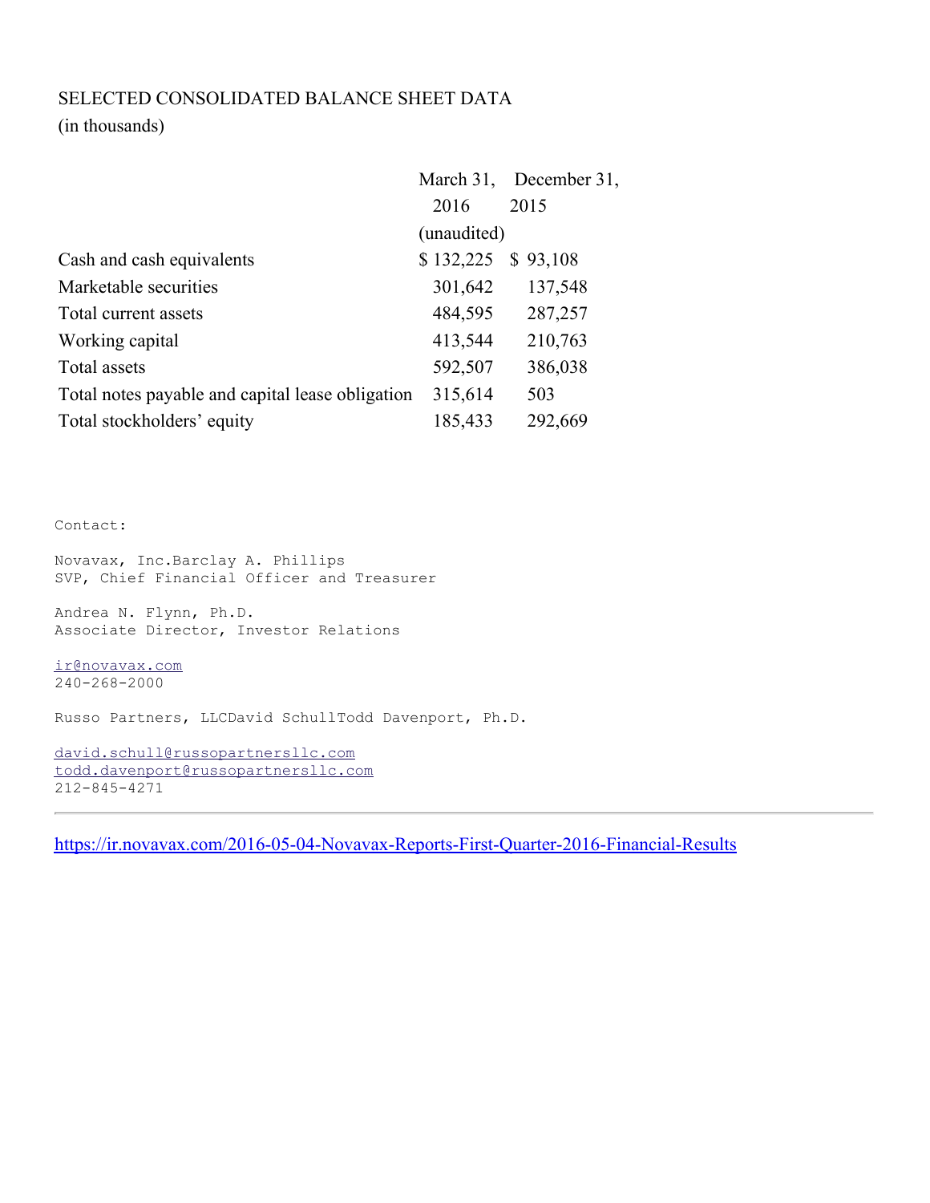SELECTED CONSOLIDATED BALANCE SHEET DATA
(in thousands)

| | March 31, 2016 (unaudited) | December 31, 2015 |
|---|---|---|
| Cash and cash equivalents | $ 132,225 | $ 93,108 |
| Marketable securities | 301,642 | 137,548 |
| Total current assets | 484,595 | 287,257 |
| Working capital | 413,544 | 210,763 |
| Total assets | 592,507 | 386,038 |
| Total notes payable and capital lease obligation | 315,614 | 503 |
| Total stockholders' equity | 185,433 | 292,669 |

Contact:

Novavax, Inc.Barclay A. Phillips
SVP, Chief Financial Officer and Treasurer

Andrea N. Flynn, Ph.D.
Associate Director, Investor Relations

ir@novavax.com
240-268-2000

Russo Partners, LLCDavid SchullTodd Davenport, Ph.D.

david.schull@russopartnersllc.com
todd.davenport@russopartnersllc.com
212-845-4271

---

https://ir.novavax.com/2016-05-04-Novavax-Reports-First-Quarter-2016-Financial-Results